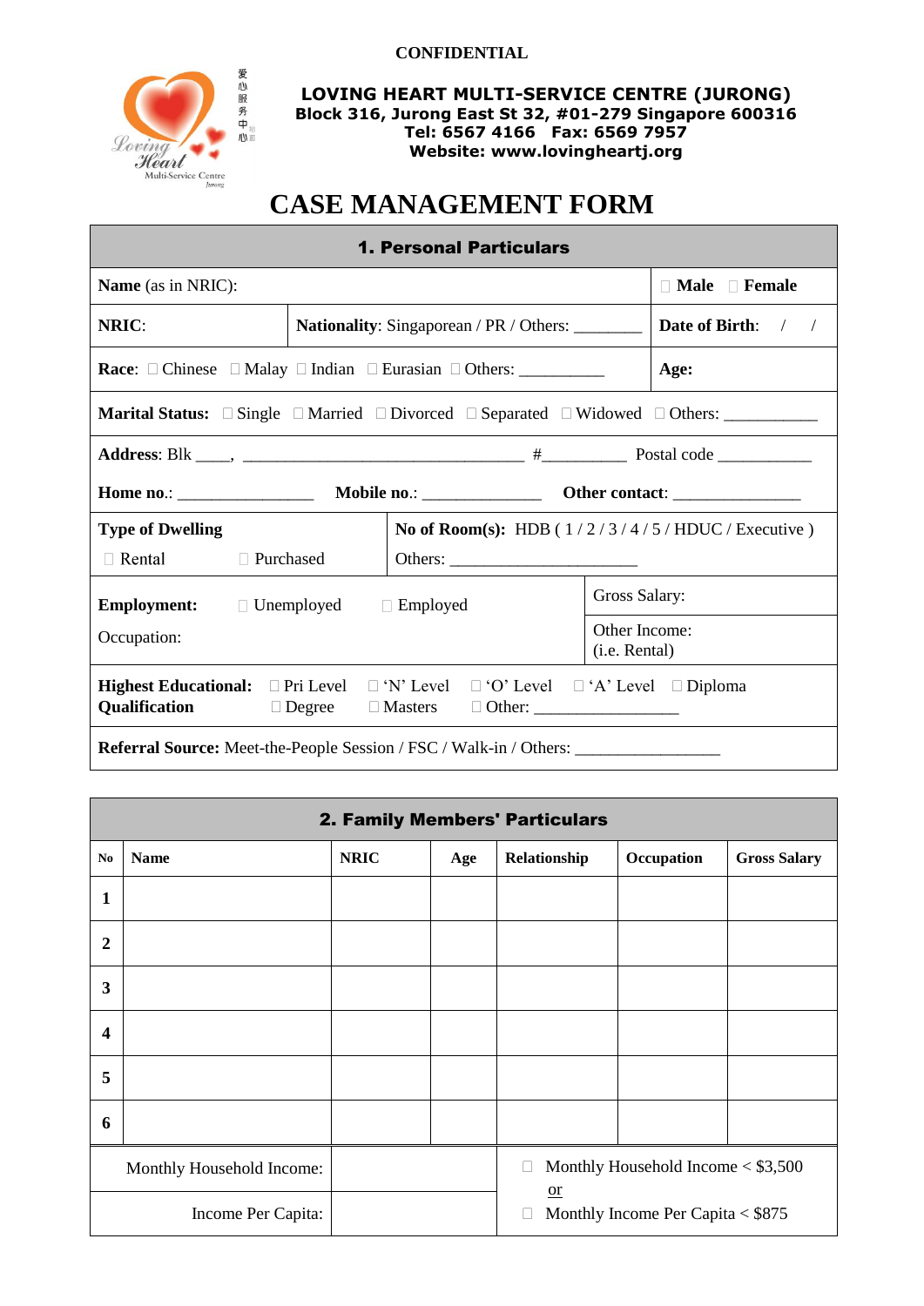CONFIDENTIAL

**LOVING HEART MULTI-SERVICE CENTRE (JURONG)**
**Block 316, Jurong East St 32, #01-279 Singapore 600316**
**Tel: 6567 4166   Fax: 6569 7957**
**Website: www.lovingheartj.org**

# CASE MANAGEMENT FORM

| **1. Personal Particulars** | | |
|---|---|---|
| **Name** (as in NRIC): | | ☐ **Male** ☐ **Female** |
| **NRIC**: | **Nationality**: Singaporean / PR / Others: ________ | **Date of Birth**: / / |
| **Race**: ☐ Chinese ☐ Malay ☐ Indian ☐ Eurasian ☐ Others: __________ | | **Age:** |
| **Marital Status:** ☐ Single ☐ Married ☐ Divorced ☐ Separated ☐ Widowed ☐ Others: ___________ | | |
| **Address**: Blk ____, __________________________________ #__________ Postal code ___________ **Home no.**: ________________ **Mobile no.**: ______________ **Other contact**: _______________ | | |
| **Type of Dwelling** ☐ Rental ☐ Purchased | **No of Room(s):** HDB ( 1 / 2 / 3 / 4 / 5 / HDUC / Executive ) Others: ______________________ | |
| **Employment:** ☐ Unemployed ☐ Employed | | Gross Salary: |
| Occupation: | | Other Income: (i.e. Rental) |
| **Highest Educational: Qualification** ☐ Pri Level ☐ 'N' Level ☐ 'O' Level ☐ 'A' Level ☐ Diploma ☐ Degree ☐ Masters ☐ Other: _________________ | | |
| **Referral Source:** Meet-the-People Session / FSC / Walk-in / Others: _________________ | | |

| **2. Family Members' Particulars** | | | | | | |
|---|---|---|---|---|---|---|
| **No** | **Name** | **NRIC** | **Age** | **Relationship** | **Occupation** | **Gross Salary** |
| **1** | | | | | | |
| **2** | | | | | | |
| **3** | | | | | | |
| **4** | | | | | | |
| **5** | | | | | | |
| **6** | | | | | | |

| | | |
|---|---|---|
| Monthly Household Income: | | ☐ Monthly Household Income < $3,500 <u>or</u> |
| Income Per Capita: | | ☐ Monthly Income Per Capita < $875 |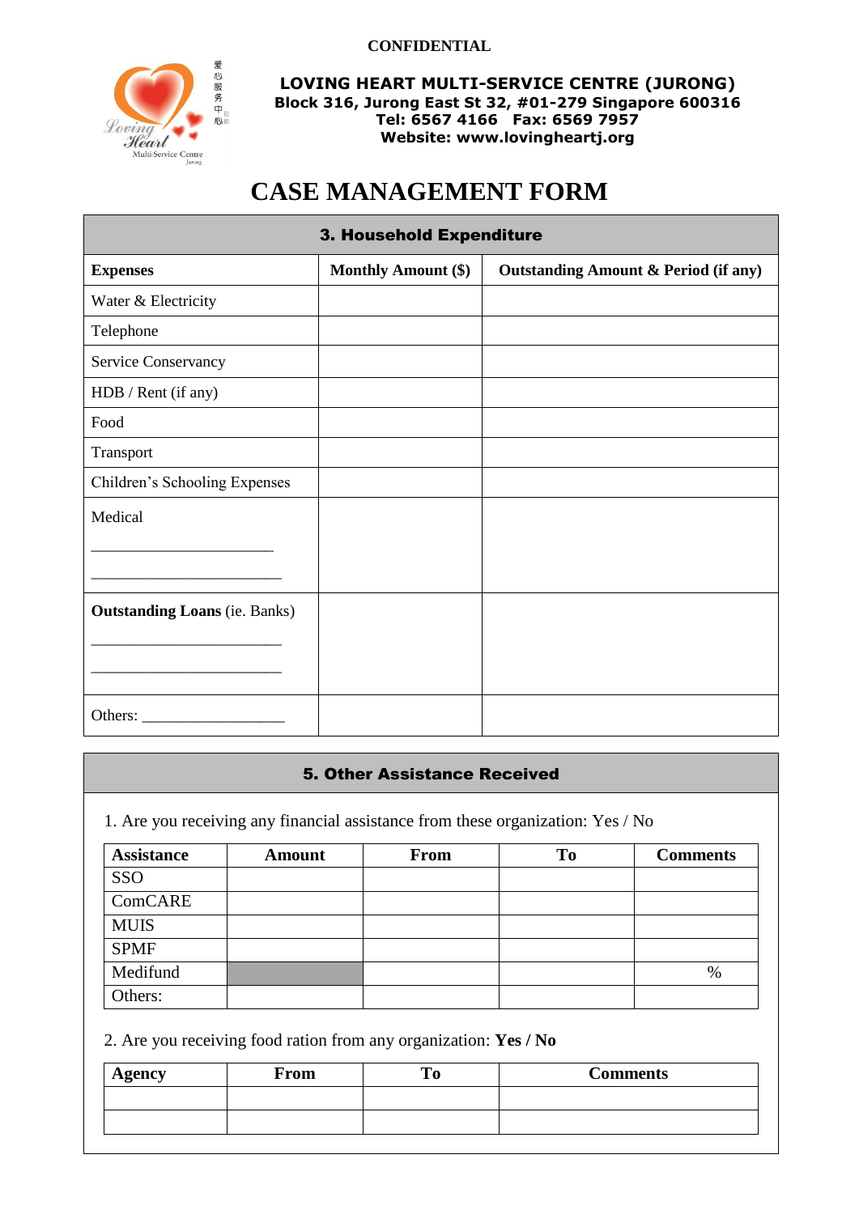CONFIDENTIAL

**LOVING HEART MULTI-SERVICE CENTRE (JURONG)**
**Block 316, Jurong East St 32, #01-279 Singapore 600316**
**Tel: 6567 4166 Fax: 6569 7957**
**Website: www.lovingheartj.org**

# CASE MANAGEMENT FORM

| **3. Household Expenditure** | | |
|---|---|---|
| **Expenses** | **Monthly Amount ($)** | **Outstanding Amount & Period (if any)** |
| Water & Electricity | | |
| Telephone | | |
| Service Conservancy | | |
| HDB / Rent (if any) | | |
| Food | | |
| Transport | | |
| Children's Schooling Expenses | | |
| Medical<br>______________________<br>______________________ | | |
| **Outstanding Loans** (ie. Banks)<br>______________________<br>______________________ | | |
| Others: __________________ | | |

## 5. Other Assistance Received

1. Are you receiving any financial assistance from these organization: Yes / No

| Assistance | Amount | From | To | Comments |
|---|---|---|---|---|
| SSO | | | | |
| ComCARE | | | | |
| MUIS | | | | |
| SPMF | | | | |
| Medifund | | | | % |
| Others: | | | | |

2. Are you receiving food ration from any organization: **Yes / No**

| Agency | From | To | Comments |
|---|---|---|---|
| | | | |
| | | | |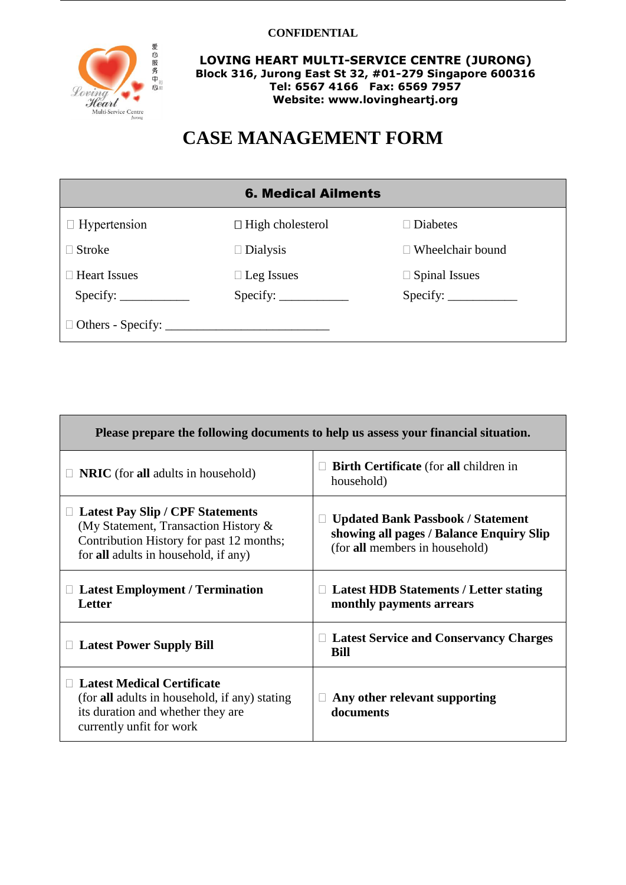CONFIDENTIAL

**LOVING HEART MULTI-SERVICE CENTRE (JURONG)**
**Block 316, Jurong East St 32, #01-279 Singapore 600316**
**Tel: 6567 4166 Fax: 6569 7957**
**Website: www.lovingheartj.org**

# CASE MANAGEMENT FORM

| **6. Medical Ailments** | | |
|---|---|---|
| ☐ Hypertension | ☐ High cholesterol | ☐ Diabetes |
| ☐ Stroke | ☐ Dialysis | ☐ Wheelchair bound |
| ☐ Heart Issues<br>Specify: ___________ | ☐ Leg Issues<br>Specify: ___________ | ☐ Spinal Issues<br>Specify: ___________ |
| ☐ Others - Specify: __________________________ | | |

| **Please prepare the following documents to help us assess your financial situation.** | |
|---|---|
| ☐ **NRIC** (for **all** adults in household) | ☐ **Birth Certificate** (for **all** children in household) |
| ☐ **Latest Pay Slip / CPF Statements** (My Statement, Transaction History & Contribution History for past 12 months; for **all** adults in household, if any) | ☐ **Updated Bank Passbook / Statement showing all pages / Balance Enquiry Slip** (for **all** members in household) |
| ☐ **Latest Employment / Termination Letter** | ☐ **Latest HDB Statements / Letter stating monthly payments arrears** |
| ☐ **Latest Power Supply Bill** | ☐ **Latest Service and Conservancy Charges Bill** |
| ☐ **Latest Medical Certificate** (for **all** adults in household, if any) stating its duration and whether they are currently unfit for work | ☐ **Any other relevant supporting documents** |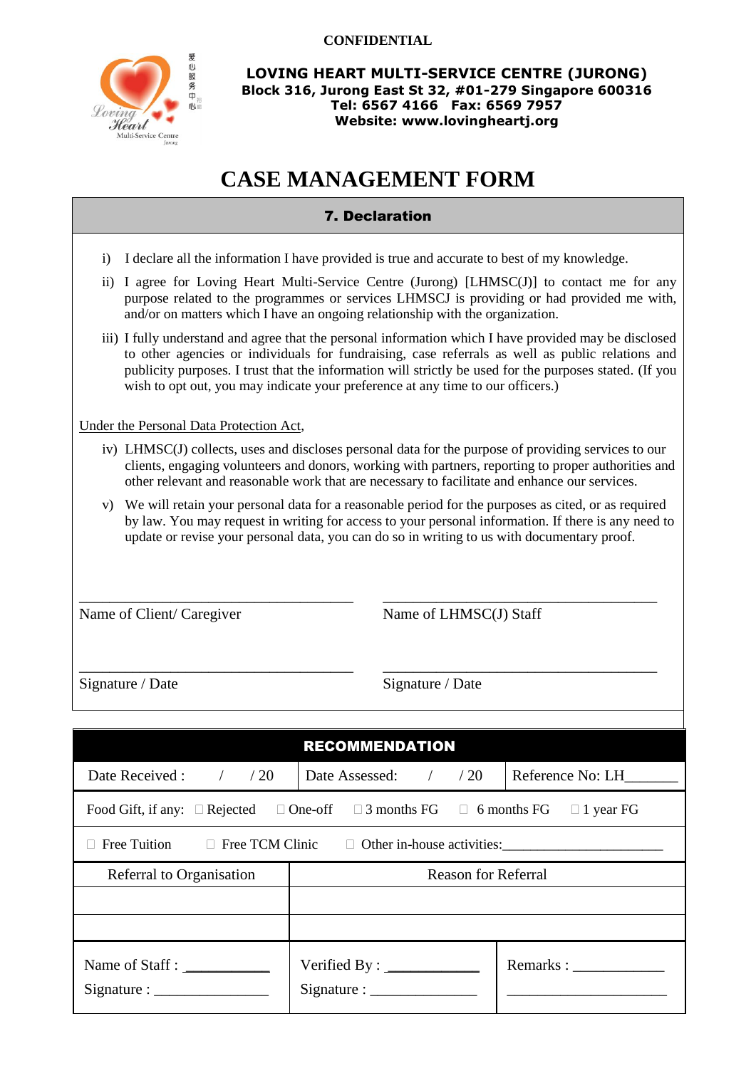CONFIDENTIAL

**LOVING HEART MULTI-SERVICE CENTRE (JURONG)**
**Block 316, Jurong East St 32, #01-279 Singapore 600316**
**Tel: 6567 4166 Fax: 6569 7957**
**Website: www.lovingheartj.org**

# CASE MANAGEMENT FORM

## 7. Declaration

i) I declare all the information I have provided is true and accurate to best of my knowledge.

ii) I agree for Loving Heart Multi-Service Centre (Jurong) [LHMSC(J)] to contact me for any purpose related to the programmes or services LHMSCJ is providing or had provided me with, and/or on matters which I have an ongoing relationship with the organization.

iii) I fully understand and agree that the personal information which I have provided may be disclosed to other agencies or individuals for fundraising, case referrals as well as public relations and publicity purposes. I trust that the information will strictly be used for the purposes stated. (If you wish to opt out, you may indicate your preference at any time to our officers.)

Under the Personal Data Protection Act,

iv) LHMSC(J) collects, uses and discloses personal data for the purpose of providing services to our clients, engaging volunteers and donors, working with partners, reporting to proper authorities and other relevant and reasonable work that are necessary to facilitate and enhance our services.

v) We will retain your personal data for a reasonable period for the purposes as cited, or as required by law. You may request in writing for access to your personal information. If there is any need to update or revise your personal data, you can do so in writing to us with documentary proof.

| | |
|---|---|
| ______________________________ | ______________________________ |
| Name of Client/ Caregiver | Name of LHMSC(J) Staff |
| ______________________________ | ______________________________ |
| Signature / Date | Signature / Date |

## RECOMMENDATION

| | | |
|---|---|---|
| Date Received : / / 20 | Date Assessed: / / 20 | Reference No: LH_______ |
| Food Gift, if any: ☐ Rejected ☐ One-off ☐ 3 months FG ☐ 6 months FG ☐ 1 year FG | | |
| ☐ Free Tuition ☐ Free TCM Clinic ☐ Other in-house activities:______________________ | | |

| Referral to Organisation | Reason for Referral |
|---|---|
| | |
| | |

| | | |
|---|---|---|
| Name of Staff : ___________ | Verified By : ___________ | Remarks : ____________ |
| Signature : _______________ | Signature : ______________ | _____________________ |